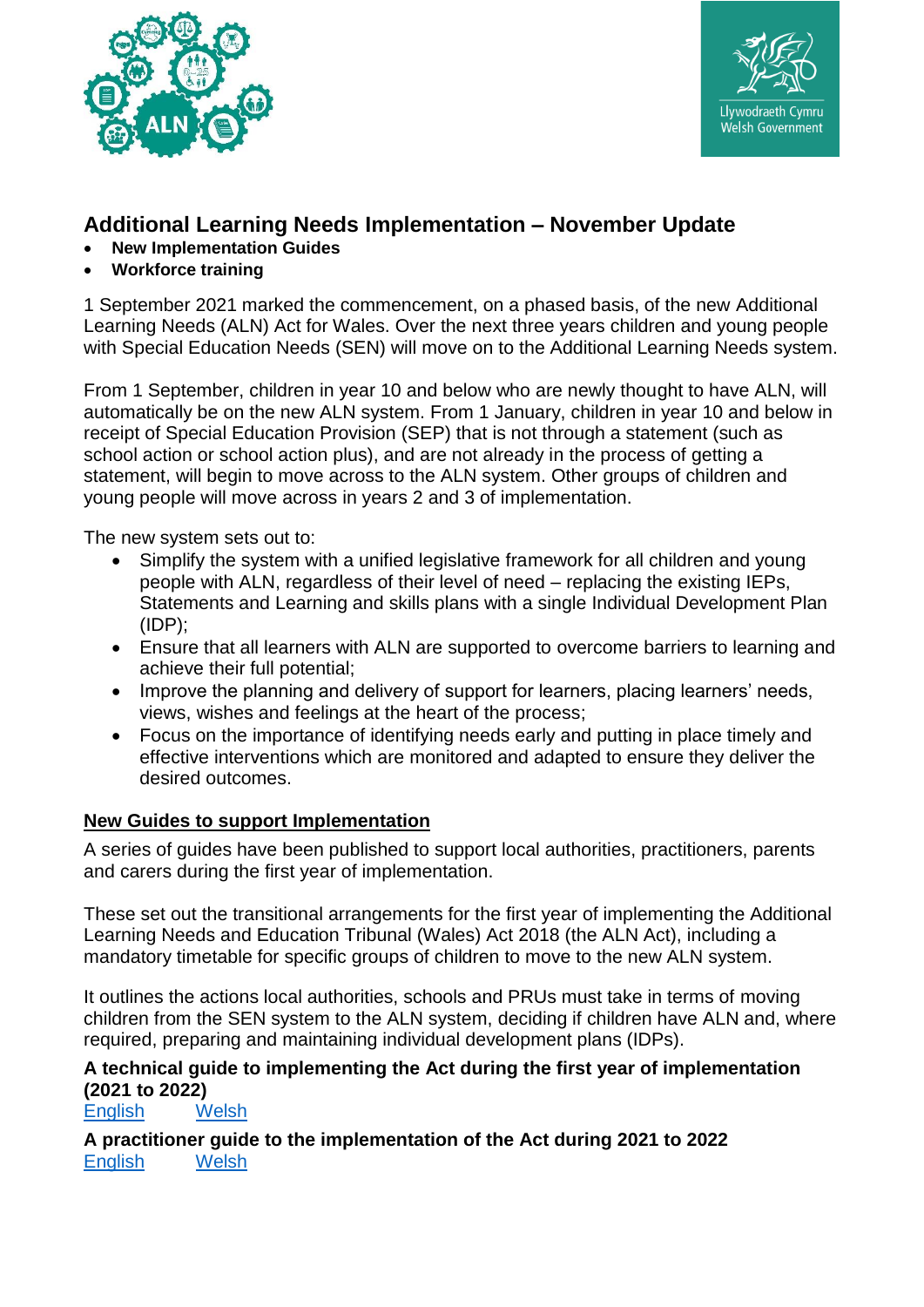# Additional Learning Needs Implementation – November Update

- **New Implementation Guides**
- **Workforce training**

1 September 2021 marked the commencement, on a phased basis, of the new Additional Learning Needs (ALN) Act for Wales. Over the next three years children and young people with Special Education Needs (SEN) will move on to the Additional Learning Needs system.

From 1 September, children in year 10 and below who are newly thought to have ALN, will automatically be on the new ALN system. From 1 January, children in year 10 and below in receipt of Special Education Provision (SEP) that is not through a statement (such as school action or school action plus), and are not already in the process of getting a statement, will begin to move across to the ALN system. Other groups of children and young people will move across in years 2 and 3 of implementation.

The new system sets out to:

- Simplify the system with a unified legislative framework for all children and young people with ALN, regardless of their level of need – replacing the existing IEPs, Statements and Learning and skills plans with a single Individual Development Plan (IDP);
- Ensure that all learners with ALN are supported to overcome barriers to learning and achieve their full potential;
- Improve the planning and delivery of support for learners, placing learners' needs, views, wishes and feelings at the heart of the process;
- Focus on the importance of identifying needs early and putting in place timely and effective interventions which are monitored and adapted to ensure they deliver the desired outcomes.

## New Guides to support Implementation

A series of guides have been published to support local authorities, practitioners, parents and carers during the first year of implementation.

These set out the transitional arrangements for the first year of implementing the Additional Learning Needs and Education Tribunal (Wales) Act 2018 (the ALN Act), including a mandatory timetable for specific groups of children to move to the new ALN system.

It outlines the actions local authorities, schools and PRUs must take in terms of moving children from the SEN system to the ALN system, deciding if children have ALN and, where required, preparing and maintaining individual development plans (IDPs).

**A technical guide to implementing the Act during the first year of implementation (2021 to 2022)**
English Welsh

**A practitioner guide to the implementation of the Act during 2021 to 2022**
English Welsh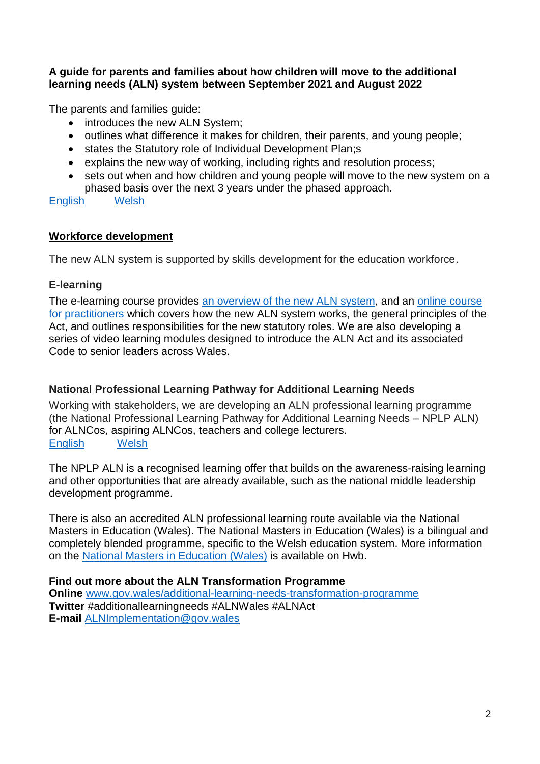**A guide for parents and families about how children will move to the additional learning needs (ALN) system between September 2021 and August 2022**

The parents and families guide:

- introduces the new ALN System;
- outlines what difference it makes for children, their parents, and young people;
- states the Statutory role of Individual Development Plan;s
- explains the new way of working, including rights and resolution process;
- sets out when and how children and young people will move to the new system on a phased basis over the next 3 years under the phased approach.

English Welsh

## Workforce development

The new ALN system is supported by skills development for the education workforce.

### E-learning

The e-learning course provides an overview of the new ALN system, and an online course for practitioners which covers how the new ALN system works, the general principles of the Act, and outlines responsibilities for the new statutory roles. We are also developing a series of video learning modules designed to introduce the ALN Act and its associated Code to senior leaders across Wales.

### National Professional Learning Pathway for Additional Learning Needs

Working with stakeholders, we are developing an ALN professional learning programme (the National Professional Learning Pathway for Additional Learning Needs – NPLP ALN) for ALNCos, aspiring ALNCos, teachers and college lecturers.
English Welsh

The NPLP ALN is a recognised learning offer that builds on the awareness-raising learning and other opportunities that are already available, such as the national middle leadership development programme.

There is also an accredited ALN professional learning route available via the National Masters in Education (Wales). The National Masters in Education (Wales) is a bilingual and completely blended programme, specific to the Welsh education system. More information on the National Masters in Education (Wales) is available on Hwb.

**Find out more about the ALN Transformation Programme**
**Online** www.gov.wales/additional-learning-needs-transformation-programme
**Twitter** #additionallearningneeds #ALNWales #ALNAct
**E-mail** ALNImplementation@gov.wales